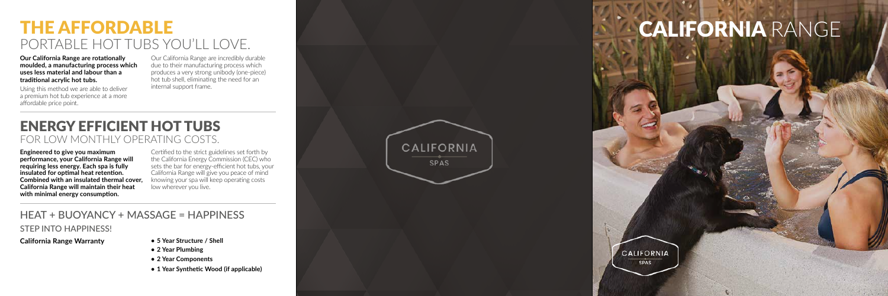# THE AFFORDABLE
## PORTABLE HOT TUBS YOU'LL LOVE.

**Our California Range are rotationally moulded, a manufacturing process which uses less material and labour than a traditional acrylic hot tubs.**

Using this method we are able to deliver a premium hot tub experience at a more affordable price point.

Our California Range are incredibly durable due to their manufacturing process which produces a very strong unibody (one-piece) hot tub shell, eliminating the need for an internal support frame.

# ENERGY EFFICIENT HOT TUBS
## FOR LOW MONTHLY OPERATING COSTS.

**Engineered to give you maximum performance, your California Range will requiring less energy. Each spa is fully insulated for optimal heat retention. Combined with an insulated thermal cover, California Range will maintain their heat with minimal energy consumption.**

Certified to the strict guidelines set forth by the California Energy Commission (CEC) who sets the bar for energy-efficient hot tubs, your California Range will give you peace of mind knowing your spa will keep operating costs low wherever you live.

## HEAT + BUOYANCY + MASSAGE = HAPPINESS

### STEP INTO HAPPINESS!

**California Range Warranty**

- **5 Year Structure / Shell**
- **2 Year Plumbing**
- **2 Year Components**
- **1 Year Synthetic Wood (if applicable)**

CALIFORNIA SPAS

# CALIFORNIA RANGE

CALIFORNIA SPAS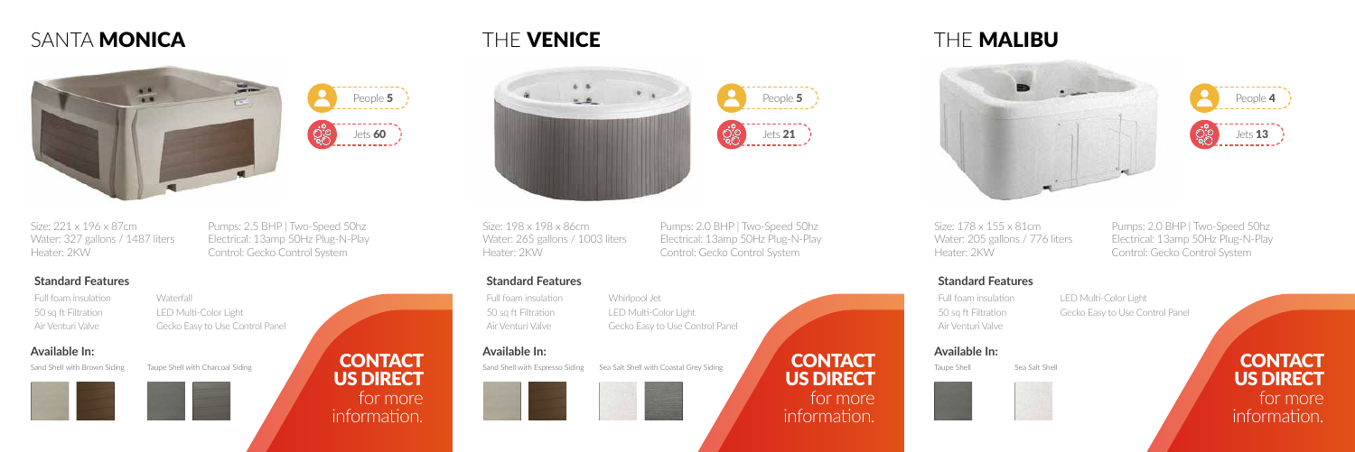# SANTA MONICA

People 5

Jets 60

Size: 221 x 196 x 87cm
Water: 327 gallons / 1487 liters
Heater: 2KW

Pumps: 2.5 BHP | Two-Speed 50hz
Electrical: 13amp 50Hz Plug-N-Play
Control: Gecko Control System

### Standard Features

- Full foam insulation
- 50 sq ft Filtration
- Air Venturi Valve
- Waterfall
- LED Multi-Color Light
- Gecko Easy to Use Control Panel

### Available In:

Sand Shell with Brown Siding

Taupe Shell with Charcoal Siding

**CONTACT US DIRECT** for more information.

# THE VENICE

People 5

Jets 21

Size: 198 x 198 x 86cm
Water: 265 gallons / 1003 liters
Heater: 2KW

Pumps: 2.0 BHP | Two-Speed 50hz
Electrical: 13amp 50Hz Plug-N-Play
Control: Gecko Control System

### Standard Features

- Full foam insulation
- 50 sq ft Filtration
- Air Venturi Valve
- Whirlpool Jet
- LED Multi-Color Light
- Gecko Easy to Use Control Panel

### Available In:

Sand Shell with Espresso Siding

Sea Salt Shell with Coastal Grey Siding

**CONTACT US DIRECT** for more information.

# THE MALIBU

People 4

Jets 13

Size: 178 x 155 x 81cm
Water: 205 gallons / 776 liters
Heater: 2KW

Pumps: 2.0 BHP | Two-Speed 50hz
Electrical: 13amp 50Hz Plug-N-Play
Control: Gecko Control System

### Standard Features

- Full foam insulation
- 50 sq ft Filtration
- Air Venturi Valve
- LED Multi-Color Light
- Gecko Easy to Use Control Panel

### Available In:

Taupe Shell

Sea Salt Shell

**CONTACT US DIRECT** for more information.